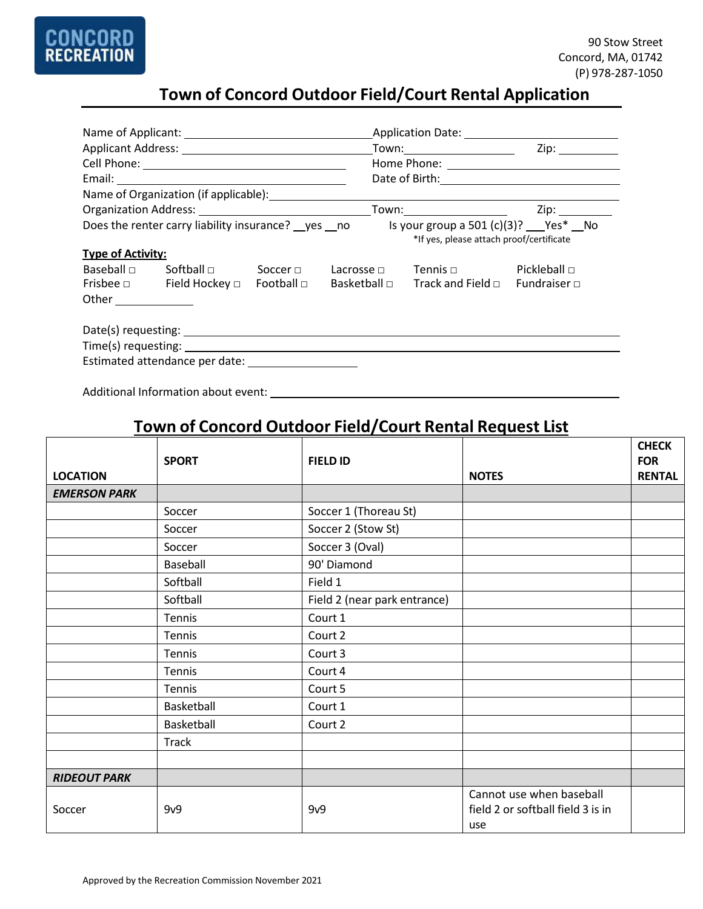CONCORD RECREATION

90 Stow Street
Concord, MA, 01742
(P) 978-287-1050

# Town of Concord Outdoor Field/Court Rental Application

Name of Applicant: ______________________ Application Date: ______________________

Applicant Address: ______________________ Town: ______________ Zip: __________

Cell Phone: ______________________ Home Phone: ______________________

Email: ______________________ Date of Birth: ______________________

Name of Organization (if applicable): ______________________

Organization Address: ______________________ Town: ______________ Zip: __________

Does the renter carry liability insurance? __yes __no Is your group a 501 (c)(3)? ___Yes* __No

*If yes, please attach proof/certificate

**Type of Activity:**

Baseball □ Softball □ Soccer □ Lacrosse □ Tennis □ Pickleball □
Frisbee □ Field Hockey □ Football □ Basketball □ Track and Field □ Fundraiser □
Other __________

Date(s) requesting: ______________________

Time(s) requesting: ______________________

Estimated attendance per date: ______________

Additional Information about event: ______________________

## Town of Concord Outdoor Field/Court Rental Request List

| LOCATION | SPORT | FIELD ID | NOTES | CHECK FOR RENTAL |
|---|---|---|---|---|
| ***EMERSON PARK*** | | | | |
| | Soccer | Soccer 1 (Thoreau St) | | |
| | Soccer | Soccer 2 (Stow St) | | |
| | Soccer | Soccer 3 (Oval) | | |
| | Baseball | 90' Diamond | | |
| | Softball | Field 1 | | |
| | Softball | Field 2 (near park entrance) | | |
| | Tennis | Court 1 | | |
| | Tennis | Court 2 | | |
| | Tennis | Court 3 | | |
| | Tennis | Court 4 | | |
| | Tennis | Court 5 | | |
| | Basketball | Court 1 | | |
| | Basketball | Court 2 | | |
| | Track | | | |
| | | | | |
| ***RIDEOUT PARK*** | | | | |
| Soccer | 9v9 | 9v9 | Cannot use when baseball field 2 or softball field 3 is in use | |

Approved by the Recreation Commission November 2021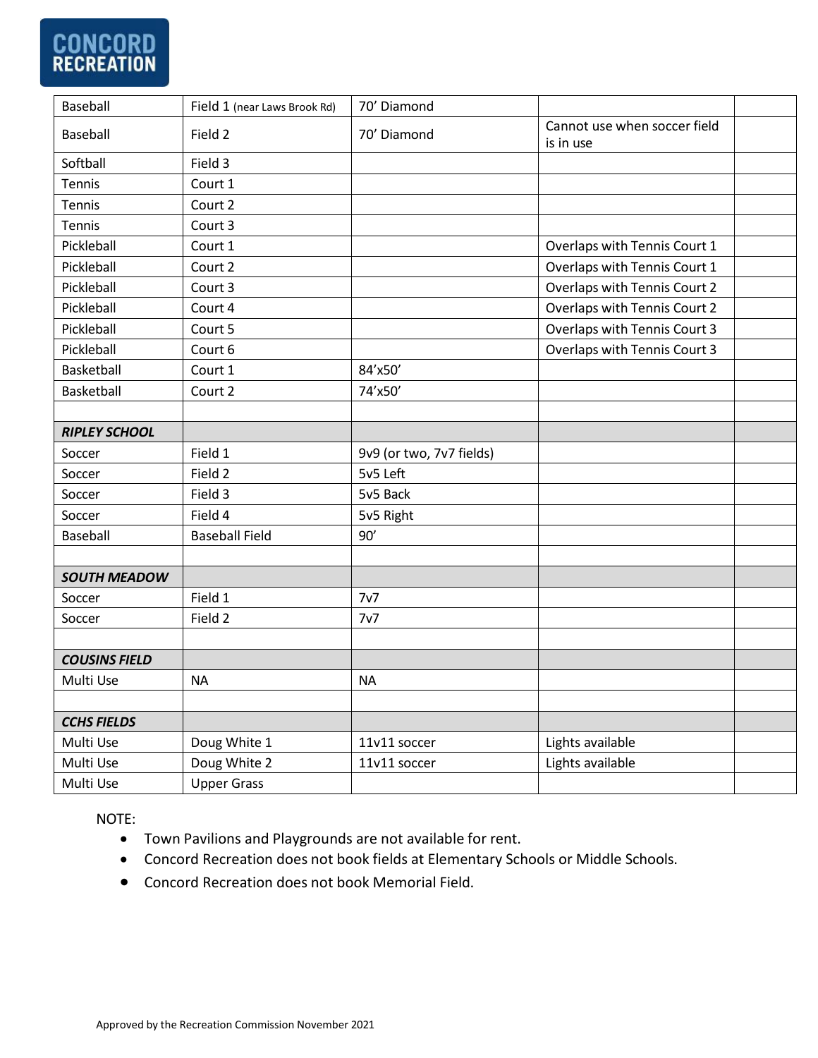| Baseball | Field 1 (near Laws Brook Rd) | 70' Diamond | | |
|---|---|---|---|---|
| Baseball | Field 2 | 70' Diamond | Cannot use when soccer field is in use | |
| Softball | Field 3 | | | |
| Tennis | Court 1 | | | |
| Tennis | Court 2 | | | |
| Tennis | Court 3 | | | |
| Pickleball | Court 1 | | Overlaps with Tennis Court 1 | |
| Pickleball | Court 2 | | Overlaps with Tennis Court 1 | |
| Pickleball | Court 3 | | Overlaps with Tennis Court 2 | |
| Pickleball | Court 4 | | Overlaps with Tennis Court 2 | |
| Pickleball | Court 5 | | Overlaps with Tennis Court 3 | |
| Pickleball | Court 6 | | Overlaps with Tennis Court 3 | |
| Basketball | Court 1 | 84'x50' | | |
| Basketball | Court 2 | 74'x50' | | |
| | | | | |
| ***RIPLEY SCHOOL*** | | | | |
| Soccer | Field 1 | 9v9 (or two, 7v7 fields) | | |
| Soccer | Field 2 | 5v5 Left | | |
| Soccer | Field 3 | 5v5 Back | | |
| Soccer | Field 4 | 5v5 Right | | |
| Baseball | Baseball Field | 90' | | |
| | | | | |
| ***SOUTH MEADOW*** | | | | |
| Soccer | Field 1 | 7v7 | | |
| Soccer | Field 2 | 7v7 | | |
| | | | | |
| ***COUSINS FIELD*** | | | | |
| Multi Use | NA | NA | | |
| | | | | |
| ***CCHS FIELDS*** | | | | |
| Multi Use | Doug White 1 | 11v11 soccer | Lights available | |
| Multi Use | Doug White 2 | 11v11 soccer | Lights available | |
| Multi Use | Upper Grass | | | |

NOTE:

- Town Pavilions and Playgrounds are not available for rent.
- Concord Recreation does not book fields at Elementary Schools or Middle Schools.
- Concord Recreation does not book Memorial Field.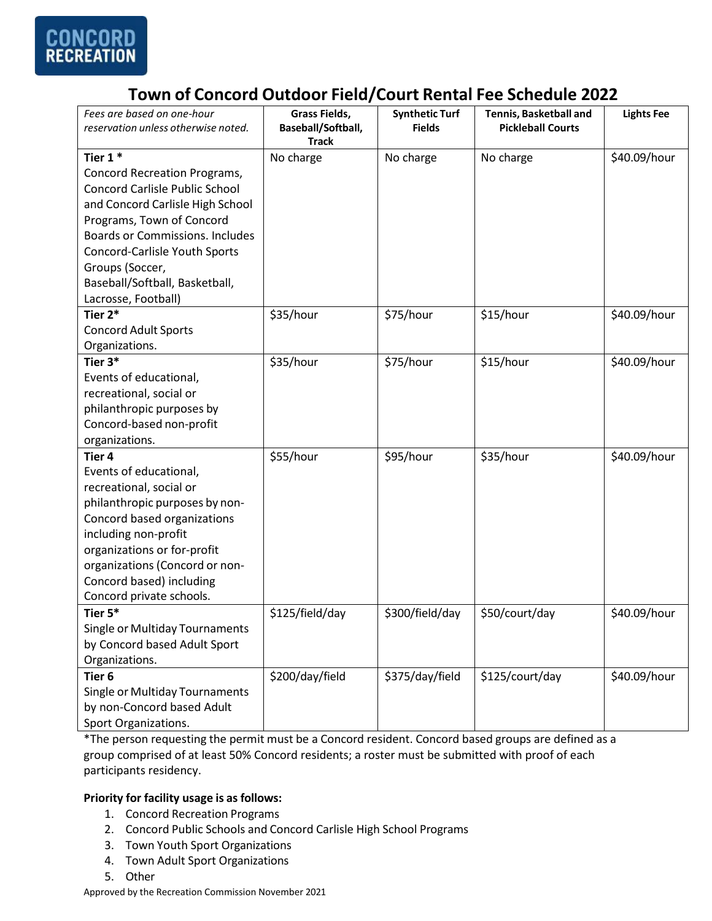CONCORD RECREATION

# Town of Concord Outdoor Field/Court Rental Fee Schedule 2022

| *Fees are based on one-hour reservation unless otherwise noted.* | **Grass Fields, Baseball/Softball, Track** | **Synthetic Turf Fields** | **Tennis, Basketball and Pickleball Courts** | **Lights Fee** |
|---|---|---|---|---|
| **Tier 1 *** Concord Recreation Programs, Concord Carlisle Public School and Concord Carlisle High School Programs, Town of Concord Boards or Commissions. Includes Concord-Carlisle Youth Sports Groups (Soccer, Baseball/Softball, Basketball, Lacrosse, Football) | No charge | No charge | No charge | $40.09/hour |
| **Tier 2*** Concord Adult Sports Organizations. | $35/hour | $75/hour | $15/hour | $40.09/hour |
| **Tier 3*** Events of educational, recreational, social or philanthropic purposes by Concord-based non-profit organizations. | $35/hour | $75/hour | $15/hour | $40.09/hour |
| **Tier 4** Events of educational, recreational, social or philanthropic purposes by non-Concord based organizations including non-profit organizations or for-profit organizations (Concord or non-Concord based) including Concord private schools. | $55/hour | $95/hour | $35/hour | $40.09/hour |
| **Tier 5*** Single or Multiday Tournaments by Concord based Adult Sport Organizations. | $125/field/day | $300/field/day | $50/court/day | $40.09/hour |
| **Tier 6** Single or Multiday Tournaments by non-Concord based Adult Sport Organizations. | $200/day/field | $375/day/field | $125/court/day | $40.09/hour |

*The person requesting the permit must be a Concord resident. Concord based groups are defined as a group comprised of at least 50% Concord residents; a roster must be submitted with proof of each participants residency.

**Priority for facility usage is as follows:**

1. Concord Recreation Programs
2. Concord Public Schools and Concord Carlisle High School Programs
3. Town Youth Sport Organizations
4. Town Adult Sport Organizations
5. Other

Approved by the Recreation Commission November 2021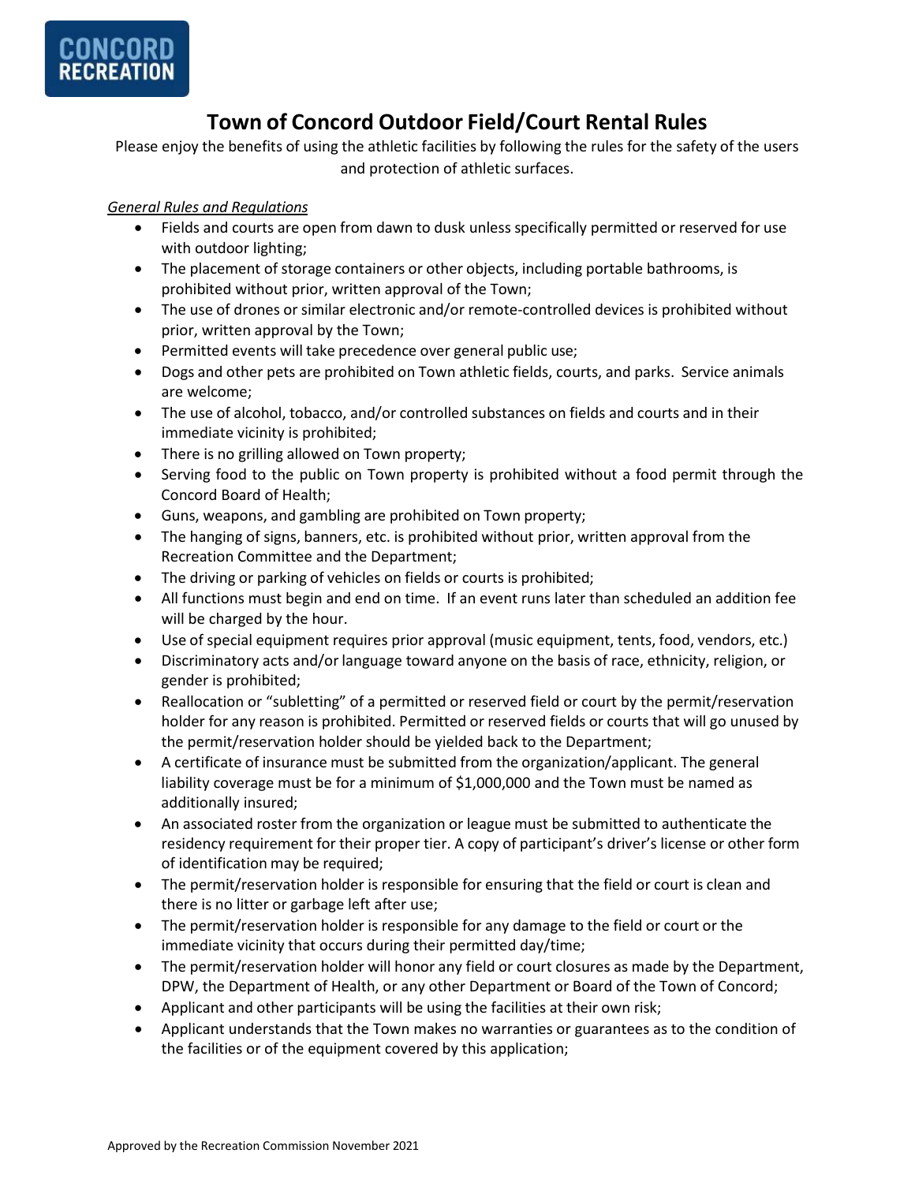CONCORD RECREATION

# Town of Concord Outdoor Field/Court Rental Rules

Please enjoy the benefits of using the athletic facilities by following the rules for the safety of the users and protection of athletic surfaces.

*General Rules and Regulations*

- Fields and courts are open from dawn to dusk unless specifically permitted or reserved for use with outdoor lighting;
- The placement of storage containers or other objects, including portable bathrooms, is prohibited without prior, written approval of the Town;
- The use of drones or similar electronic and/or remote-controlled devices is prohibited without prior, written approval by the Town;
- Permitted events will take precedence over general public use;
- Dogs and other pets are prohibited on Town athletic fields, courts, and parks. Service animals are welcome;
- The use of alcohol, tobacco, and/or controlled substances on fields and courts and in their immediate vicinity is prohibited;
- There is no grilling allowed on Town property;
- Serving food to the public on Town property is prohibited without a food permit through the Concord Board of Health;
- Guns, weapons, and gambling are prohibited on Town property;
- The hanging of signs, banners, etc. is prohibited without prior, written approval from the Recreation Committee and the Department;
- The driving or parking of vehicles on fields or courts is prohibited;
- All functions must begin and end on time. If an event runs later than scheduled an addition fee will be charged by the hour.
- Use of special equipment requires prior approval (music equipment, tents, food, vendors, etc.)
- Discriminatory acts and/or language toward anyone on the basis of race, ethnicity, religion, or gender is prohibited;
- Reallocation or "subletting" of a permitted or reserved field or court by the permit/reservation holder for any reason is prohibited. Permitted or reserved fields or courts that will go unused by the permit/reservation holder should be yielded back to the Department;
- A certificate of insurance must be submitted from the organization/applicant. The general liability coverage must be for a minimum of $1,000,000 and the Town must be named as additionally insured;
- An associated roster from the organization or league must be submitted to authenticate the residency requirement for their proper tier. A copy of participant's driver's license or other form of identification may be required;
- The permit/reservation holder is responsible for ensuring that the field or court is clean and there is no litter or garbage left after use;
- The permit/reservation holder is responsible for any damage to the field or court or the immediate vicinity that occurs during their permitted day/time;
- The permit/reservation holder will honor any field or court closures as made by the Department, DPW, the Department of Health, or any other Department or Board of the Town of Concord;
- Applicant and other participants will be using the facilities at their own risk;
- Applicant understands that the Town makes no warranties or guarantees as to the condition of the facilities or of the equipment covered by this application;

Approved by the Recreation Commission November 2021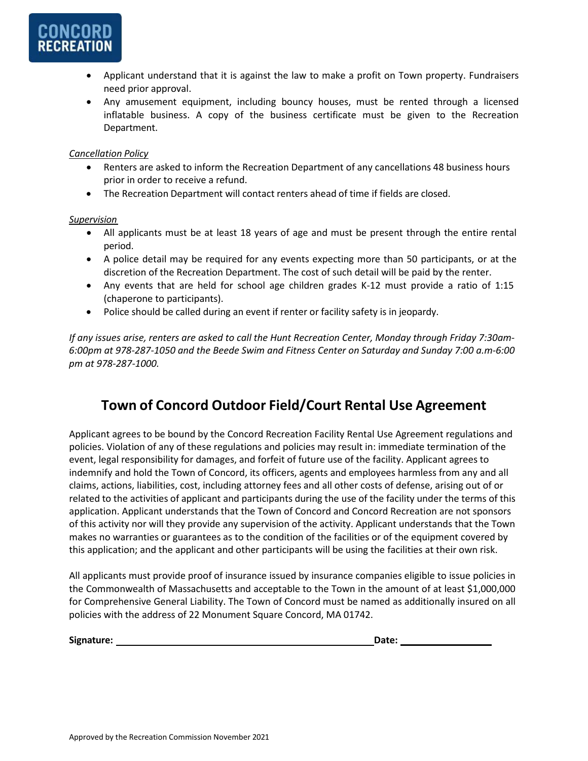- Applicant understand that it is against the law to make a profit on Town property. Fundraisers need prior approval.
- Any amusement equipment, including bouncy houses, must be rented through a licensed inflatable business. A copy of the business certificate must be given to the Recreation Department.

*Cancellation Policy*

- Renters are asked to inform the Recreation Department of any cancellations 48 business hours prior in order to receive a refund.
- The Recreation Department will contact renters ahead of time if fields are closed.

*Supervision*

- All applicants must be at least 18 years of age and must be present through the entire rental period.
- A police detail may be required for any events expecting more than 50 participants, or at the discretion of the Recreation Department. The cost of such detail will be paid by the renter.
- Any events that are held for school age children grades K-12 must provide a ratio of 1:15 (chaperone to participants).
- Police should be called during an event if renter or facility safety is in jeopardy.

*If any issues arise, renters are asked to call the Hunt Recreation Center, Monday through Friday 7:30am-6:00pm at 978-287-1050 and the Beede Swim and Fitness Center on Saturday and Sunday 7:00 a.m-6:00 pm at 978-287-1000.*

## Town of Concord Outdoor Field/Court Rental Use Agreement

Applicant agrees to be bound by the Concord Recreation Facility Rental Use Agreement regulations and policies. Violation of any of these regulations and policies may result in: immediate termination of the event, legal responsibility for damages, and forfeit of future use of the facility. Applicant agrees to indemnify and hold the Town of Concord, its officers, agents and employees harmless from any and all claims, actions, liabilities, cost, including attorney fees and all other costs of defense, arising out of or related to the activities of applicant and participants during the use of the facility under the terms of this application. Applicant understands that the Town of Concord and Concord Recreation are not sponsors of this activity nor will they provide any supervision of the activity. Applicant understands that the Town makes no warranties or guarantees as to the condition of the facilities or of the equipment covered by this application; and the applicant and other participants will be using the facilities at their own risk.

All applicants must provide proof of insurance issued by insurance companies eligible to issue policies in the Commonwealth of Massachusetts and acceptable to the Town in the amount of at least $1,000,000 for Comprehensive General Liability. The Town of Concord must be named as additionally insured on all policies with the address of 22 Monument Square Concord, MA 01742.

**Signature:** ______________________________ **Date:** ______________

Approved by the Recreation Commission November 2021